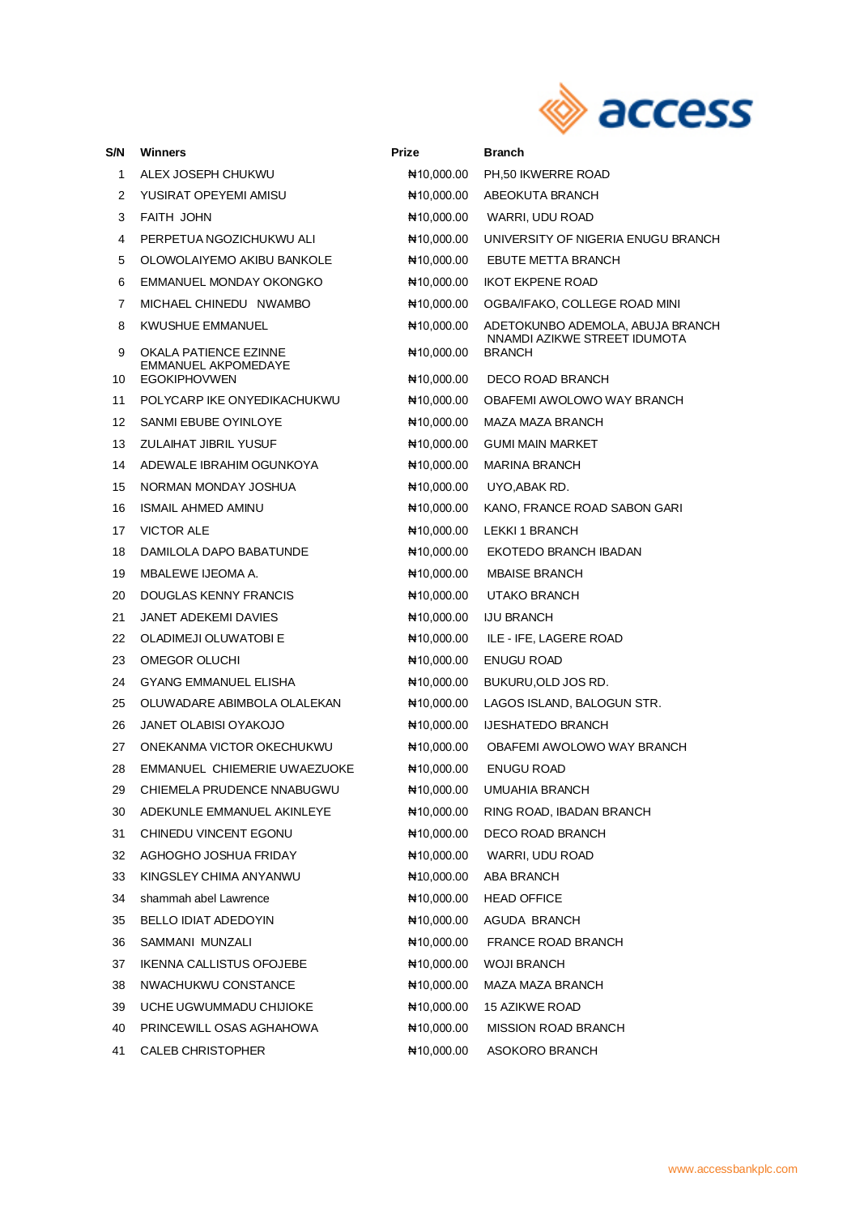| S/N | Winners | Prize | Branch |
|---|---|---|---|
| 1 | ALEX JOSEPH CHUKWU | ₦10,000.00 | PH,50 IKWERRE ROAD |
| 2 | YUSIRAT OPEYEMI AMISU | ₦10,000.00 | ABEOKUTA BRANCH |
| 3 | FAITH JOHN | ₦10,000.00 | WARRI, UDU ROAD |
| 4 | PERPETUA NGOZICHUKWU ALI | ₦10,000.00 | UNIVERSITY OF NIGERIA ENUGU BRANCH |
| 5 | OLOWOLAIYEMO AKIBU BANKOLE | ₦10,000.00 | EBUTE METTA BRANCH |
| 6 | EMMANUEL MONDAY OKONGKO | ₦10,000.00 | IKOT EKPENE ROAD |
| 7 | MICHAEL CHINEDU NWAMBO | ₦10,000.00 | OGBA/IFAKO, COLLEGE ROAD MINI |
| 8 | KWUSHUE EMMANUEL | ₦10,000.00 | ADETOKUNBO ADEMOLA, ABUJA BRANCH |
| 9 | OKALA PATIENCE EZINNE | ₦10,000.00 | NNAMDI AZIKWE STREET IDUMOTA BRANCH |
| 10 | EMMANUEL AKPOMEDAYE EGOKIPHOVWEN | ₦10,000.00 | DECO ROAD BRANCH |
| 11 | POLYCARP IKE ONYEDIKACHUKWU | ₦10,000.00 | OBAFEMI AWOLOWO WAY BRANCH |
| 12 | SANMI EBUBE OYINLOYE | ₦10,000.00 | MAZA MAZA BRANCH |
| 13 | ZULAIHAT JIBRIL YUSUF | ₦10,000.00 | GUMI MAIN MARKET |
| 14 | ADEWALE IBRAHIM OGUNKOYA | ₦10,000.00 | MARINA BRANCH |
| 15 | NORMAN MONDAY JOSHUA | ₦10,000.00 | UYO,ABAK RD. |
| 16 | ISMAIL AHMED AMINU | ₦10,000.00 | KANO, FRANCE ROAD SABON GARI |
| 17 | VICTOR ALE | ₦10,000.00 | LEKKI 1 BRANCH |
| 18 | DAMILOLA DAPO BABATUNDE | ₦10,000.00 | EKOTEDO BRANCH IBADAN |
| 19 | MBALEWE IJEOMA A. | ₦10,000.00 | MBAISE BRANCH |
| 20 | DOUGLAS KENNY FRANCIS | ₦10,000.00 | UTAKO BRANCH |
| 21 | JANET ADEKEMI DAVIES | ₦10,000.00 | IJU BRANCH |
| 22 | OLADIMEJI OLUWATOBI E | ₦10,000.00 | ILE - IFE, LAGERE ROAD |
| 23 | OMEGOR OLUCHI | ₦10,000.00 | ENUGU ROAD |
| 24 | GYANG EMMANUEL ELISHA | ₦10,000.00 | BUKURU,OLD JOS RD. |
| 25 | OLUWADARE ABIMBOLA OLALEKAN | ₦10,000.00 | LAGOS ISLAND, BALOGUN STR. |
| 26 | JANET OLABISI OYAKOJO | ₦10,000.00 | IJESHATEDO BRANCH |
| 27 | ONEKANMA VICTOR OKECHUKWU | ₦10,000.00 | OBAFEMI AWOLOWO WAY BRANCH |
| 28 | EMMANUEL CHIEMERIE UWAEZUOKE | ₦10,000.00 | ENUGU ROAD |
| 29 | CHIEMELA PRUDENCE NNABUGWU | ₦10,000.00 | UMUAHIA BRANCH |
| 30 | ADEKUNLE EMMANUEL AKINLEYE | ₦10,000.00 | RING ROAD, IBADAN BRANCH |
| 31 | CHINEDU VINCENT EGONU | ₦10,000.00 | DECO ROAD BRANCH |
| 32 | AGHOGHO JOSHUA FRIDAY | ₦10,000.00 | WARRI, UDU ROAD |
| 33 | KINGSLEY CHIMA ANYANWU | ₦10,000.00 | ABA BRANCH |
| 34 | shammah abel Lawrence | ₦10,000.00 | HEAD OFFICE |
| 35 | BELLO IDIAT ADEDOYIN | ₦10,000.00 | AGUDA BRANCH |
| 36 | SAMMANI MUNZALI | ₦10,000.00 | FRANCE ROAD BRANCH |
| 37 | IKENNA CALLISTUS OFOJEBE | ₦10,000.00 | WOJI BRANCH |
| 38 | NWACHUKWU CONSTANCE | ₦10,000.00 | MAZA MAZA BRANCH |
| 39 | UCHE UGWUMMADU CHIJIOKE | ₦10,000.00 | 15 AZIKWE ROAD |
| 40 | PRINCEWILL OSAS AGHAHOWA | ₦10,000.00 | MISSION ROAD BRANCH |
| 41 | CALEB CHRISTOPHER | ₦10,000.00 | ASOKORO BRANCH |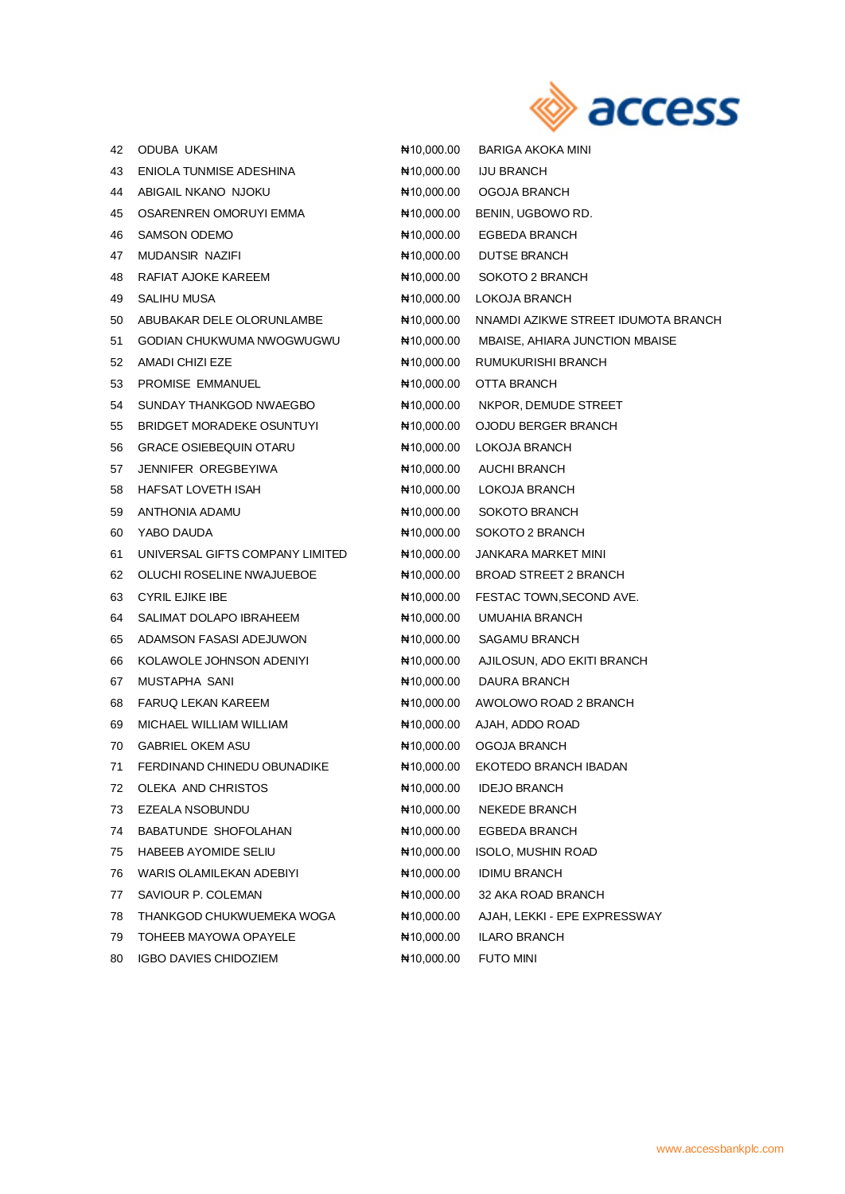| | | | |
|---|---|---|---|
| 42 | ODUBA UKAM | ₦10,000.00 | BARIGA AKOKA MINI |
| 43 | ENIOLA TUNMISE ADESHINA | ₦10,000.00 | IJU BRANCH |
| 44 | ABIGAIL NKANO NJOKU | ₦10,000.00 | OGOJA BRANCH |
| 45 | OSARENREN OMORUYI EMMA | ₦10,000.00 | BENIN, UGBOWO RD. |
| 46 | SAMSON ODEMO | ₦10,000.00 | EGBEDA BRANCH |
| 47 | MUDANSIR NAZIFI | ₦10,000.00 | DUTSE BRANCH |
| 48 | RAFIAT AJOKE KAREEM | ₦10,000.00 | SOKOTO 2 BRANCH |
| 49 | SALIHU MUSA | ₦10,000.00 | LOKOJA BRANCH |
| 50 | ABUBAKAR DELE OLORUNLAMBE | ₦10,000.00 | NNAMDI AZIKWE STREET IDUMOTA BRANCH |
| 51 | GODIAN CHUKWUMA NWOGWUGWU | ₦10,000.00 | MBAISE, AHIARA JUNCTION MBAISE |
| 52 | AMADI CHIZI EZE | ₦10,000.00 | RUMUKURISHI BRANCH |
| 53 | PROMISE EMMANUEL | ₦10,000.00 | OTTA BRANCH |
| 54 | SUNDAY THANKGOD NWAEGBO | ₦10,000.00 | NKPOR, DEMUDE STREET |
| 55 | BRIDGET MORADEKE OSUNTUYI | ₦10,000.00 | OJODU BERGER BRANCH |
| 56 | GRACE OSIEBEQUIN OTARU | ₦10,000.00 | LOKOJA BRANCH |
| 57 | JENNIFER OREGBEYIWA | ₦10,000.00 | AUCHI BRANCH |
| 58 | HAFSAT LOVETH ISAH | ₦10,000.00 | LOKOJA BRANCH |
| 59 | ANTHONIA ADAMU | ₦10,000.00 | SOKOTO BRANCH |
| 60 | YABO DAUDA | ₦10,000.00 | SOKOTO 2 BRANCH |
| 61 | UNIVERSAL GIFTS COMPANY LIMITED | ₦10,000.00 | JANKARA MARKET MINI |
| 62 | OLUCHI ROSELINE NWAJUEBOE | ₦10,000.00 | BROAD STREET 2 BRANCH |
| 63 | CYRIL EJIKE IBE | ₦10,000.00 | FESTAC TOWN,SECOND AVE. |
| 64 | SALIMAT DOLAPO IBRAHEEM | ₦10,000.00 | UMUAHIA BRANCH |
| 65 | ADAMSON FASASI ADEJUWON | ₦10,000.00 | SAGAMU BRANCH |
| 66 | KOLAWOLE JOHNSON ADENIYI | ₦10,000.00 | AJILOSUN, ADO EKITI BRANCH |
| 67 | MUSTAPHA SANI | ₦10,000.00 | DAURA BRANCH |
| 68 | FARUQ LEKAN KAREEM | ₦10,000.00 | AWOLOWO ROAD 2 BRANCH |
| 69 | MICHAEL WILLIAM WILLIAM | ₦10,000.00 | AJAH, ADDO ROAD |
| 70 | GABRIEL OKEM ASU | ₦10,000.00 | OGOJA BRANCH |
| 71 | FERDINAND CHINEDU OBUNADIKE | ₦10,000.00 | EKOTEDO BRANCH IBADAN |
| 72 | OLEKA AND CHRISTOS | ₦10,000.00 | IDEJO BRANCH |
| 73 | EZEALA NSOBUNDU | ₦10,000.00 | NEKEDE BRANCH |
| 74 | BABATUNDE SHOFOLAHAN | ₦10,000.00 | EGBEDA BRANCH |
| 75 | HABEEB AYOMIDE SELIU | ₦10,000.00 | ISOLO, MUSHIN ROAD |
| 76 | WARIS OLAMILEKAN ADEBIYI | ₦10,000.00 | IDIMU BRANCH |
| 77 | SAVIOUR P. COLEMAN | ₦10,000.00 | 32 AKA ROAD BRANCH |
| 78 | THANKGOD CHUKWUEMEKA WOGA | ₦10,000.00 | AJAH, LEKKI - EPE EXPRESSWAY |
| 79 | TOHEEB MAYOWA OPAYELE | ₦10,000.00 | ILARO BRANCH |
| 80 | IGBO DAVIES CHIDOZIEM | ₦10,000.00 | FUTO MINI |